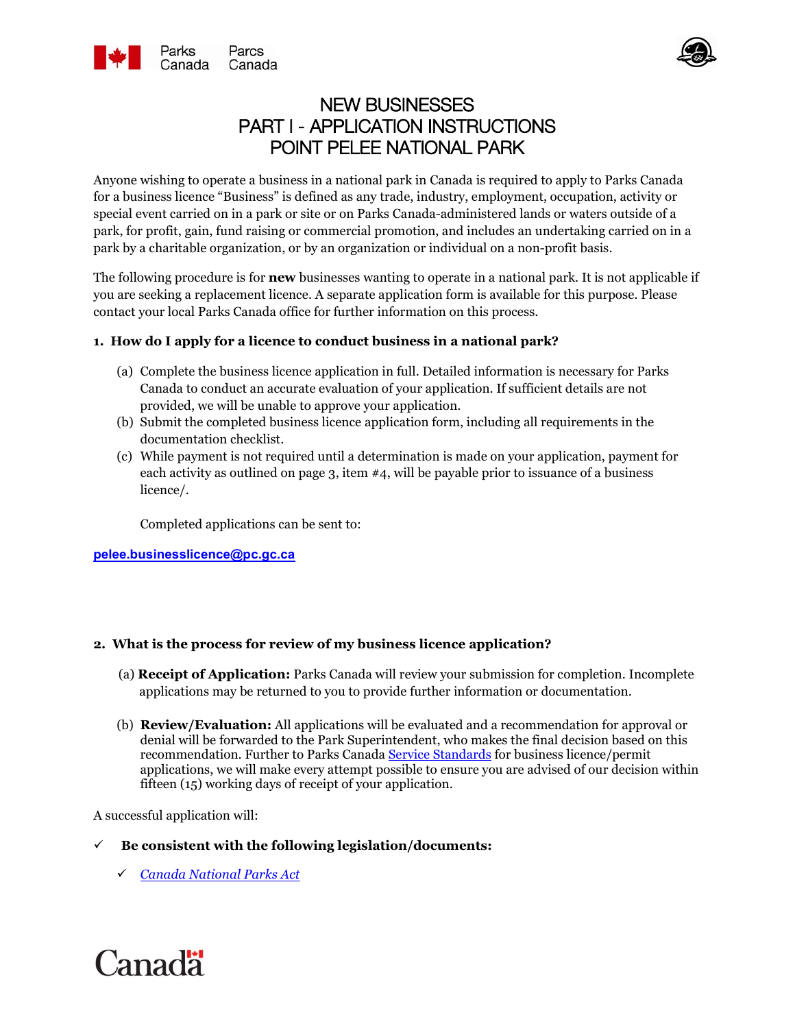# NEW BUSINESSES
# PART I - APPLICATION INSTRUCTIONS
# POINT PELEE NATIONAL PARK

Anyone wishing to operate a business in a national park in Canada is required to apply to Parks Canada for a business licence "Business" is defined as any trade, industry, employment, occupation, activity or special event carried on in a park or site or on Parks Canada-administered lands or waters outside of a park, for profit, gain, fund raising or commercial promotion, and includes an undertaking carried on in a park by a charitable organization, or by an organization or individual on a non-profit basis.

The following procedure is for **new** businesses wanting to operate in a national park. It is not applicable if you are seeking a replacement licence. A separate application form is available for this purpose. Please contact your local Parks Canada office for further information on this process.

### 1. How do I apply for a licence to conduct business in a national park?

(a) Complete the business licence application in full. Detailed information is necessary for Parks Canada to conduct an accurate evaluation of your application. If sufficient details are not provided, we will be unable to approve your application.
(b) Submit the completed business licence application form, including all requirements in the documentation checklist.
(c) While payment is not required until a determination is made on your application, payment for each activity as outlined on page 3, item #4, will be payable prior to issuance of a business licence/.

Completed applications can be sent to:

**pelee.businesslicence@pc.gc.ca**

### 2. What is the process for review of my business licence application?

(a) **Receipt of Application:** Parks Canada will review your submission for completion. Incomplete applications may be returned to you to provide further information or documentation.

(b) **Review/Evaluation:** All applications will be evaluated and a recommendation for approval or denial will be forwarded to the Park Superintendent, who makes the final decision based on this recommendation. Further to Parks Canada Service Standards for business licence/permit applications, we will make every attempt possible to ensure you are advised of our decision within fifteen (15) working days of receipt of your application.

A successful application will:

- ✓ **Be consistent with the following legislation/documents:**
  - ✓ *Canada National Parks Act*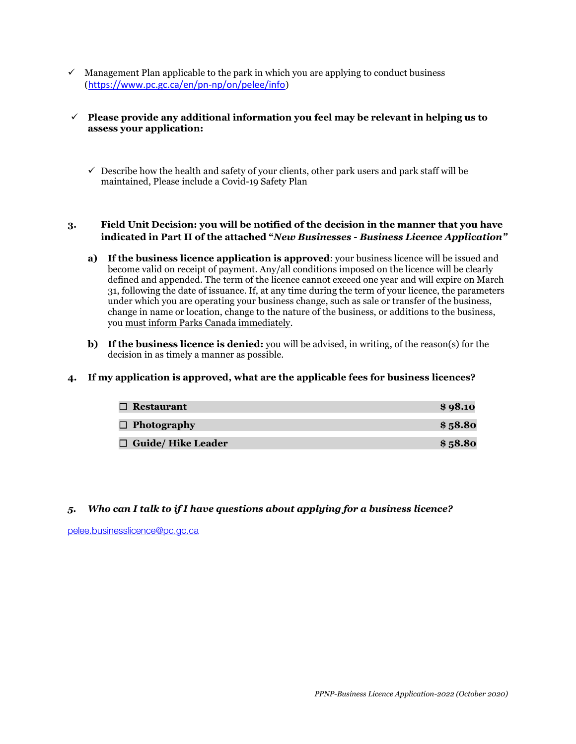- ✓ Management Plan applicable to the park in which you are applying to conduct business (https://www.pc.gc.ca/en/pn-np/on/pelee/info)

- ✓ **Please provide any additional information you feel may be relevant in helping us to assess your application:**

  - ✓ Describe how the health and safety of your clients, other park users and park staff will be maintained, Please include a Covid-19 Safety Plan

**3. Field Unit Decision: you will be notified of the decision in the manner that you have indicated in Part II of the attached "*New Businesses - Business Licence Application*"**

**a) If the business licence application is approved**: your business licence will be issued and become valid on receipt of payment. Any/all conditions imposed on the licence will be clearly defined and appended. The term of the licence cannot exceed one year and will expire on March 31, following the date of issuance. If, at any time during the term of your licence, the parameters under which you are operating your business change, such as sale or transfer of the business, change in name or location, change to the nature of the business, or additions to the business, you must inform Parks Canada immediately.

**b) If the business licence is denied:** you will be advised, in writing, of the reason(s) for the decision in as timely a manner as possible.

**4. If my application is approved, what are the applicable fees for business licences?**

| | |
|---|---|
| ☐ **Restaurant** | **$ 98.10** |
| ☐ **Photography** | **$ 58.80** |
| ☐ **Guide/ Hike Leader** | **$ 58.80** |

***5. Who can I talk to if I have questions about applying for a business licence?***

pelee.businesslicence@pc.gc.ca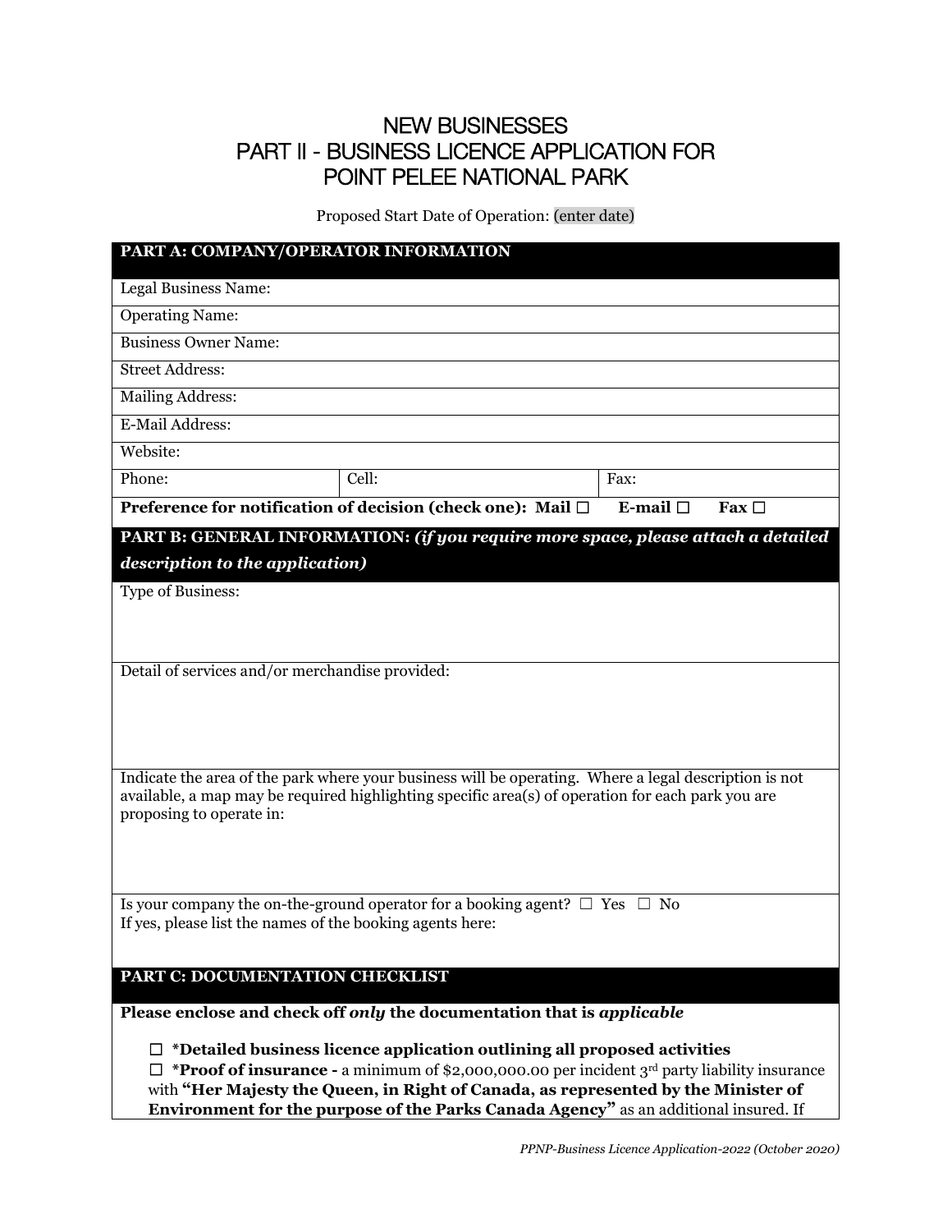# NEW BUSINESSES
# PART II - BUSINESS LICENCE APPLICATION FOR POINT PELEE NATIONAL PARK

Proposed Start Date of Operation: (enter date)

| **PART A: COMPANY/OPERATOR INFORMATION** | | |
|---|---|---|
| Legal Business Name: | | |
| Operating Name: | | |
| Business Owner Name: | | |
| Street Address: | | |
| Mailing Address: | | |
| E-Mail Address: | | |
| Website: | | |
| Phone: | Cell: | Fax: |
| **Preference for notification of decision (check one): Mail ☐ E-mail ☐ Fax ☐** | | |

| **PART B: GENERAL INFORMATION:** ***(if you require more space, please attach a detailed description to the application)*** |
|---|
| Type of Business: |
| Detail of services and/or merchandise provided: |
| Indicate the area of the park where your business will be operating. Where a legal description is not available, a map may be required highlighting specific area(s) of operation for each park you are proposing to operate in: |
| Is your company the on-the-ground operator for a booking agent? ☐ Yes ☐ No<br>If yes, please list the names of the booking agents here: |

| **PART C: DOCUMENTATION CHECKLIST** |
|---|
| **Please enclose and check off *only* the documentation that is *applicable*** |

☐ **\*Detailed business licence application outlining all proposed activities**

☐ **\*Proof of insurance -** a minimum of $2,000,000.00 per incident 3rd party liability insurance with **"Her Majesty the Queen, in Right of Canada, as represented by the Minister of Environment for the purpose of the Parks Canada Agency"** as an additional insured. If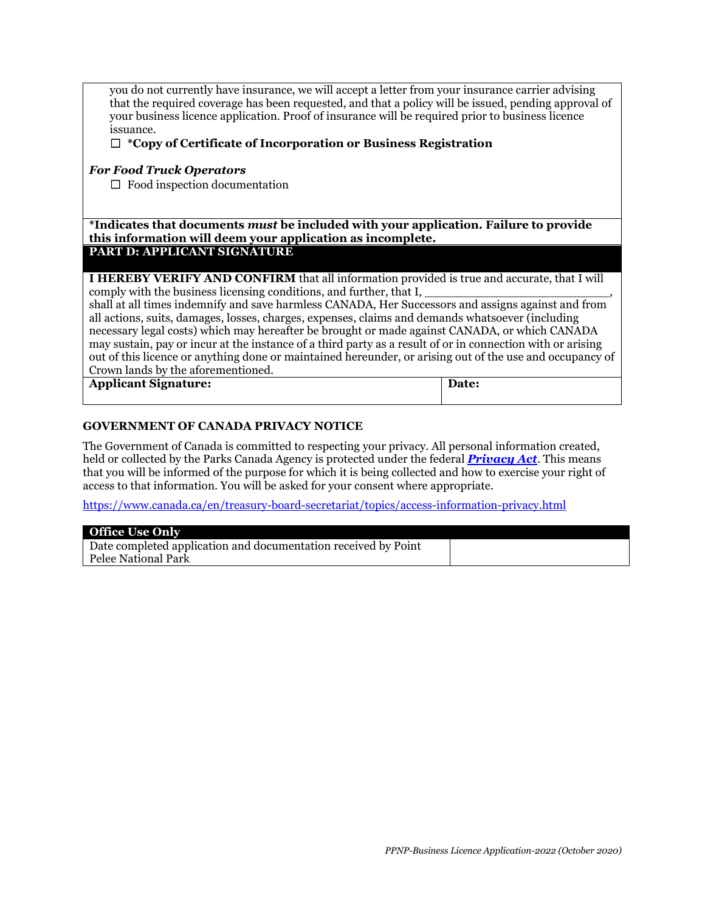you do not currently have insurance, we will accept a letter from your insurance carrier advising that the required coverage has been requested, and that a policy will be issued, pending approval of your business licence application. Proof of insurance will be required prior to business licence issuance.

☐ ***Copy of Certificate of Incorporation or Business Registration**

***For Food Truck Operators***

☐ Food inspection documentation

***Indicates that documents *must* be included with your application. Failure to provide this information will deem your application as incomplete.**

## PART D: APPLICANT SIGNATURE

**I HEREBY VERIFY AND CONFIRM** that all information provided is true and accurate, that I will comply with the business licensing conditions, and further, that I, ___________________________, shall at all times indemnify and save harmless CANADA, Her Successors and assigns against and from all actions, suits, damages, losses, charges, expenses, claims and demands whatsoever (including necessary legal costs) which may hereafter be brought or made against CANADA, or which CANADA may sustain, pay or incur at the instance of a third party as a result of or in connection with or arising out of this licence or anything done or maintained hereunder, or arising out of the use and occupancy of Crown lands by the aforementioned.

| **Applicant Signature:** | **Date:** |
|---|---|
| | |

**GOVERNMENT OF CANADA PRIVACY NOTICE**

The Government of Canada is committed to respecting your privacy. All personal information created, held or collected by the Parks Canada Agency is protected under the federal ***Privacy Act***. This means that you will be informed of the purpose for which it is being collected and how to exercise your right of access to that information. You will be asked for your consent where appropriate.

https://www.canada.ca/en/treasury-board-secretariat/topics/access-information-privacy.html

| **Office Use Only** | |
|---|---|
| Date completed application and documentation received by Point Pelee National Park | |

*PPNP-Business Licence Application-2022 (October 2020)*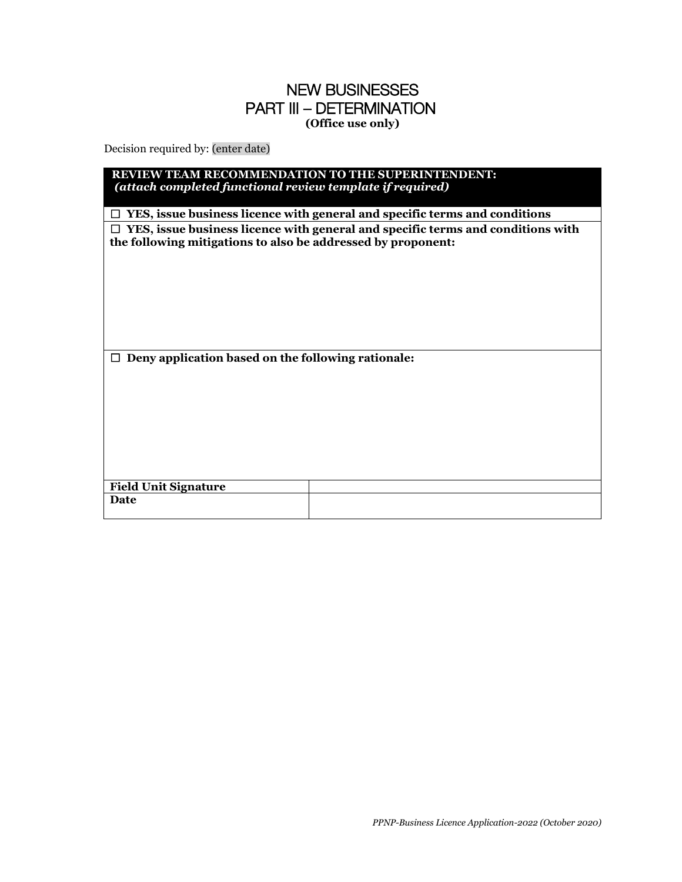# NEW BUSINESSES
# PART III – DETERMINATION

**(Office use only)**

Decision required by: (enter date)

| **REVIEW TEAM RECOMMENDATION TO THE SUPERINTENDENT:** ***(attach completed functional review template if required)*** | |
|---|---|
| ☐ **YES, issue business licence with general and specific terms and conditions** | |
| ☐ **YES, issue business licence with general and specific terms and conditions with the following mitigations to also be addressed by proponent:** | |
| ☐ **Deny application based on the following rationale:** | |
| **Field Unit Signature** | |
| **Date** | |